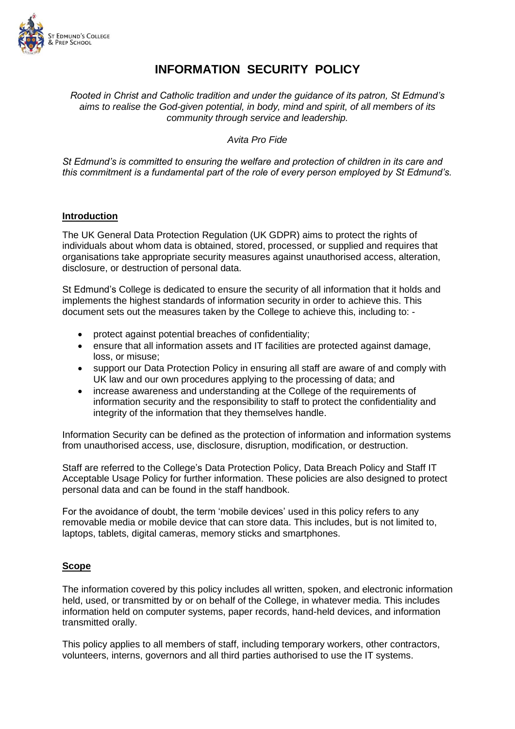# INFORMATION SECURITY POLICY

*Rooted in Christ and Catholic tradition and under the guidance of its patron, St Edmund's aims to realise the God-given potential, in body, mind and spirit, of all members of its community through service and leadership.*

*Avita Pro Fide*

*St Edmund's is committed to ensuring the welfare and protection of children in its care and this commitment is a fundamental part of the role of every person employed by St Edmund's.*

## Introduction

The UK General Data Protection Regulation (UK GDPR) aims to protect the rights of individuals about whom data is obtained, stored, processed, or supplied and requires that organisations take appropriate security measures against unauthorised access, alteration, disclosure, or destruction of personal data.

St Edmund's College is dedicated to ensure the security of all information that it holds and implements the highest standards of information security in order to achieve this. This document sets out the measures taken by the College to achieve this, including to: -

- protect against potential breaches of confidentiality;
- ensure that all information assets and IT facilities are protected against damage, loss, or misuse;
- support our Data Protection Policy in ensuring all staff are aware of and comply with UK law and our own procedures applying to the processing of data; and
- increase awareness and understanding at the College of the requirements of information security and the responsibility to staff to protect the confidentiality and integrity of the information that they themselves handle.

Information Security can be defined as the protection of information and information systems from unauthorised access, use, disclosure, disruption, modification, or destruction.

Staff are referred to the College's Data Protection Policy, Data Breach Policy and Staff IT Acceptable Usage Policy for further information. These policies are also designed to protect personal data and can be found in the staff handbook.

For the avoidance of doubt, the term 'mobile devices' used in this policy refers to any removable media or mobile device that can store data. This includes, but is not limited to, laptops, tablets, digital cameras, memory sticks and smartphones.

## Scope

The information covered by this policy includes all written, spoken, and electronic information held, used, or transmitted by or on behalf of the College, in whatever media. This includes information held on computer systems, paper records, hand-held devices, and information transmitted orally.

This policy applies to all members of staff, including temporary workers, other contractors, volunteers, interns, governors and all third parties authorised to use the IT systems.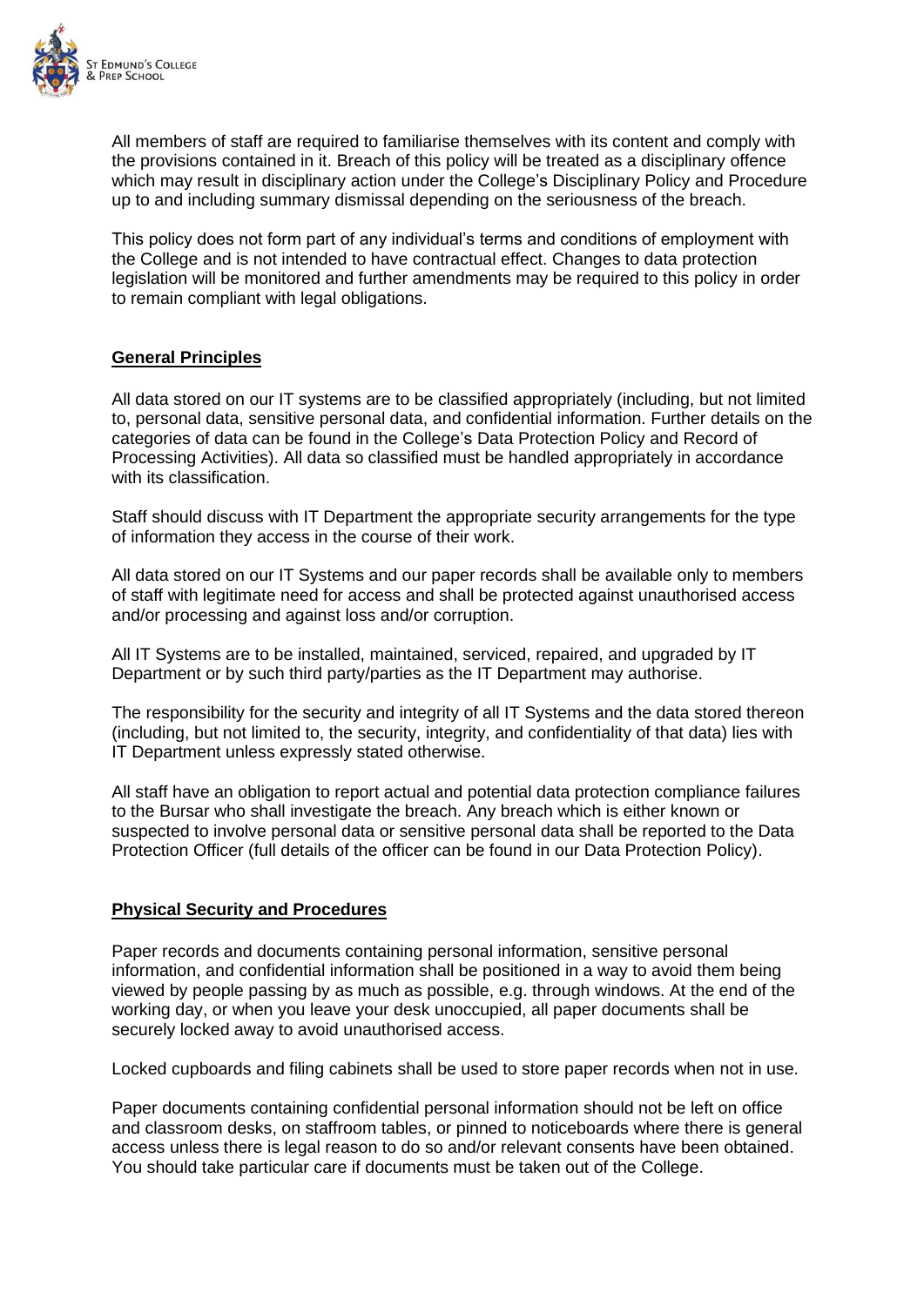All members of staff are required to familiarise themselves with its content and comply with the provisions contained in it. Breach of this policy will be treated as a disciplinary offence which may result in disciplinary action under the College's Disciplinary Policy and Procedure up to and including summary dismissal depending on the seriousness of the breach.

This policy does not form part of any individual's terms and conditions of employment with the College and is not intended to have contractual effect. Changes to data protection legislation will be monitored and further amendments may be required to this policy in order to remain compliant with legal obligations.

## General Principles

All data stored on our IT systems are to be classified appropriately (including, but not limited to, personal data, sensitive personal data, and confidential information. Further details on the categories of data can be found in the College's Data Protection Policy and Record of Processing Activities). All data so classified must be handled appropriately in accordance with its classification.

Staff should discuss with IT Department the appropriate security arrangements for the type of information they access in the course of their work.

All data stored on our IT Systems and our paper records shall be available only to members of staff with legitimate need for access and shall be protected against unauthorised access and/or processing and against loss and/or corruption.

All IT Systems are to be installed, maintained, serviced, repaired, and upgraded by IT Department or by such third party/parties as the IT Department may authorise.

The responsibility for the security and integrity of all IT Systems and the data stored thereon (including, but not limited to, the security, integrity, and confidentiality of that data) lies with IT Department unless expressly stated otherwise.

All staff have an obligation to report actual and potential data protection compliance failures to the Bursar who shall investigate the breach. Any breach which is either known or suspected to involve personal data or sensitive personal data shall be reported to the Data Protection Officer (full details of the officer can be found in our Data Protection Policy).

## Physical Security and Procedures

Paper records and documents containing personal information, sensitive personal information, and confidential information shall be positioned in a way to avoid them being viewed by people passing by as much as possible, e.g. through windows. At the end of the working day, or when you leave your desk unoccupied, all paper documents shall be securely locked away to avoid unauthorised access.

Locked cupboards and filing cabinets shall be used to store paper records when not in use.

Paper documents containing confidential personal information should not be left on office and classroom desks, on staffroom tables, or pinned to noticeboards where there is general access unless there is legal reason to do so and/or relevant consents have been obtained. You should take particular care if documents must be taken out of the College.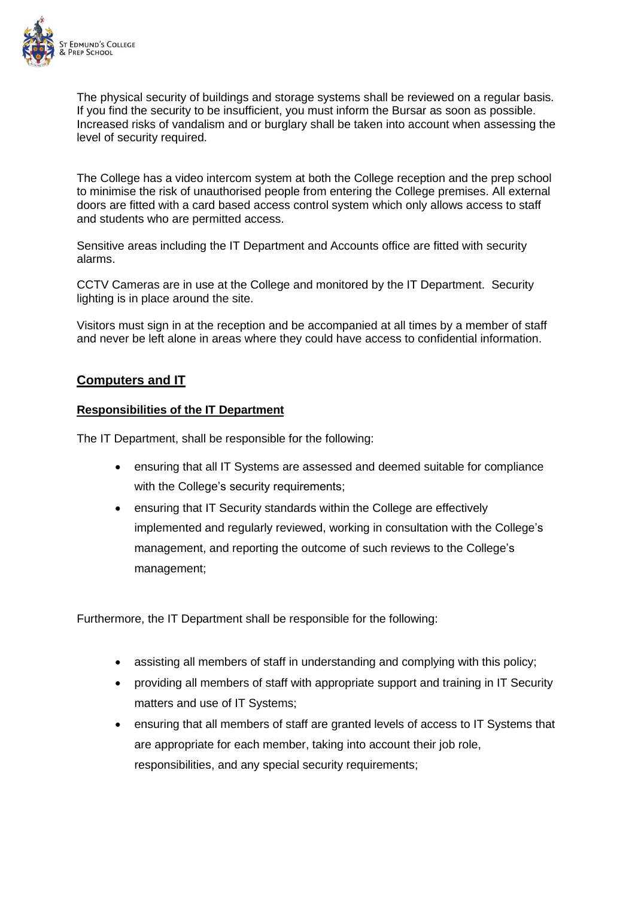The physical security of buildings and storage systems shall be reviewed on a regular basis. If you find the security to be insufficient, you must inform the Bursar as soon as possible. Increased risks of vandalism and or burglary shall be taken into account when assessing the level of security required.

The College has a video intercom system at both the College reception and the prep school to minimise the risk of unauthorised people from entering the College premises. All external doors are fitted with a card based access control system which only allows access to staff and students who are permitted access.

Sensitive areas including the IT Department and Accounts office are fitted with security alarms.

CCTV Cameras are in use at the College and monitored by the IT Department. Security lighting is in place around the site.

Visitors must sign in at the reception and be accompanied at all times by a member of staff and never be left alone in areas where they could have access to confidential information.

## Computers and IT

### Responsibilities of the IT Department

The IT Department, shall be responsible for the following:

- ensuring that all IT Systems are assessed and deemed suitable for compliance with the College's security requirements;
- ensuring that IT Security standards within the College are effectively implemented and regularly reviewed, working in consultation with the College's management, and reporting the outcome of such reviews to the College's management;

Furthermore, the IT Department shall be responsible for the following:

- assisting all members of staff in understanding and complying with this policy;
- providing all members of staff with appropriate support and training in IT Security matters and use of IT Systems;
- ensuring that all members of staff are granted levels of access to IT Systems that are appropriate for each member, taking into account their job role, responsibilities, and any special security requirements;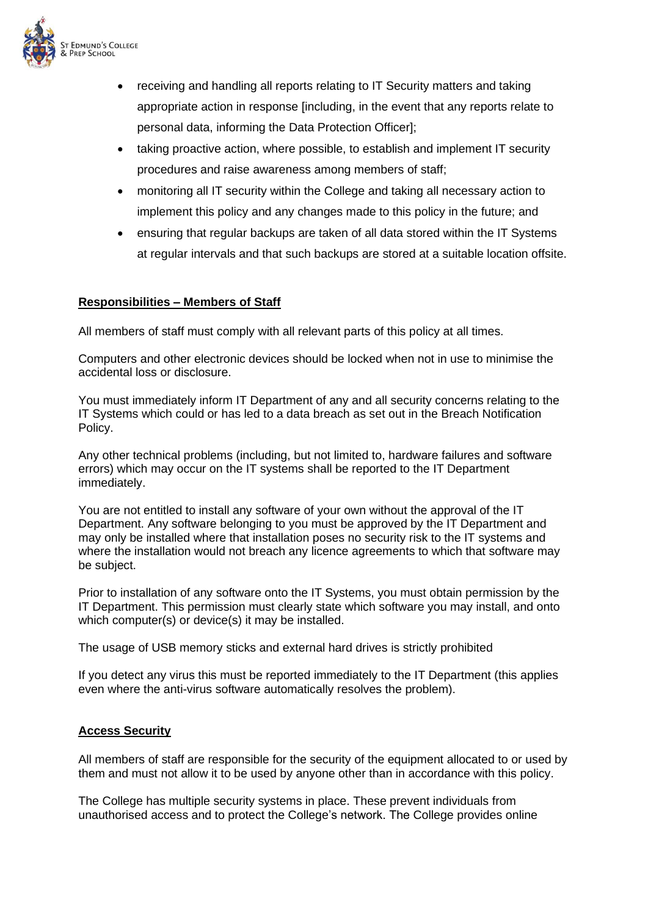- receiving and handling all reports relating to IT Security matters and taking appropriate action in response [including, in the event that any reports relate to personal data, informing the Data Protection Officer];
- taking proactive action, where possible, to establish and implement IT security procedures and raise awareness among members of staff;
- monitoring all IT security within the College and taking all necessary action to implement this policy and any changes made to this policy in the future; and
- ensuring that regular backups are taken of all data stored within the IT Systems at regular intervals and that such backups are stored at a suitable location offsite.

## Responsibilities – Members of Staff

All members of staff must comply with all relevant parts of this policy at all times.

Computers and other electronic devices should be locked when not in use to minimise the accidental loss or disclosure.

You must immediately inform IT Department of any and all security concerns relating to the IT Systems which could or has led to a data breach as set out in the Breach Notification Policy.

Any other technical problems (including, but not limited to, hardware failures and software errors) which may occur on the IT systems shall be reported to the IT Department immediately.

You are not entitled to install any software of your own without the approval of the IT Department. Any software belonging to you must be approved by the IT Department and may only be installed where that installation poses no security risk to the IT systems and where the installation would not breach any licence agreements to which that software may be subject.

Prior to installation of any software onto the IT Systems, you must obtain permission by the IT Department. This permission must clearly state which software you may install, and onto which computer(s) or device(s) it may be installed.

The usage of USB memory sticks and external hard drives is strictly prohibited

If you detect any virus this must be reported immediately to the IT Department (this applies even where the anti-virus software automatically resolves the problem).

## Access Security

All members of staff are responsible for the security of the equipment allocated to or used by them and must not allow it to be used by anyone other than in accordance with this policy.

The College has multiple security systems in place. These prevent individuals from unauthorised access and to protect the College's network. The College provides online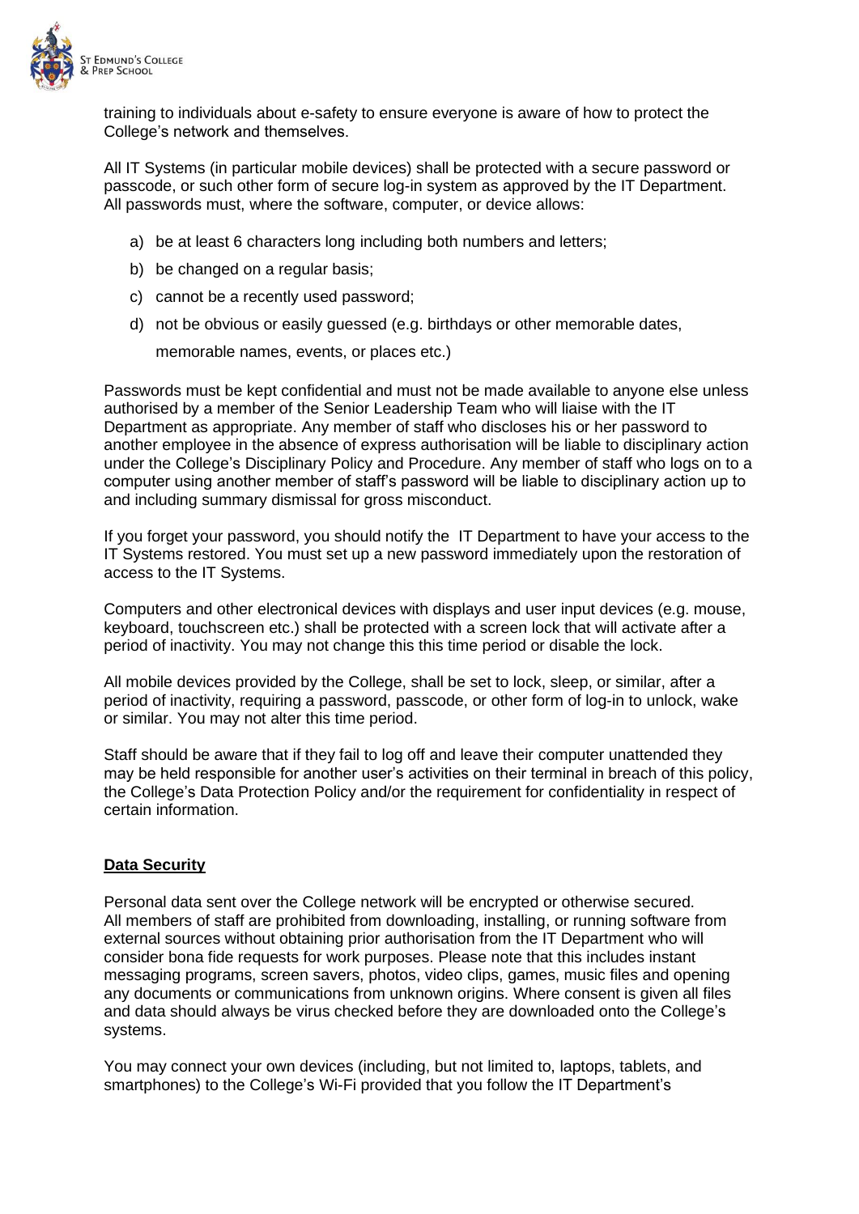training to individuals about e-safety to ensure everyone is aware of how to protect the College's network and themselves.

All IT Systems (in particular mobile devices) shall be protected with a secure password or passcode, or such other form of secure log-in system as approved by the IT Department. All passwords must, where the software, computer, or device allows:

a) be at least 6 characters long including both numbers and letters;
b) be changed on a regular basis;
c) cannot be a recently used password;
d) not be obvious or easily guessed (e.g. birthdays or other memorable dates, memorable names, events, or places etc.)

Passwords must be kept confidential and must not be made available to anyone else unless authorised by a member of the Senior Leadership Team who will liaise with the IT Department as appropriate. Any member of staff who discloses his or her password to another employee in the absence of express authorisation will be liable to disciplinary action under the College's Disciplinary Policy and Procedure. Any member of staff who logs on to a computer using another member of staff's password will be liable to disciplinary action up to and including summary dismissal for gross misconduct.

If you forget your password, you should notify the IT Department to have your access to the IT Systems restored. You must set up a new password immediately upon the restoration of access to the IT Systems.

Computers and other electronical devices with displays and user input devices (e.g. mouse, keyboard, touchscreen etc.) shall be protected with a screen lock that will activate after a period of inactivity. You may not change this this time period or disable the lock.

All mobile devices provided by the College, shall be set to lock, sleep, or similar, after a period of inactivity, requiring a password, passcode, or other form of log-in to unlock, wake or similar. You may not alter this time period.

Staff should be aware that if they fail to log off and leave their computer unattended they may be held responsible for another user's activities on their terminal in breach of this policy, the College's Data Protection Policy and/or the requirement for confidentiality in respect of certain information.

## **Data Security**

Personal data sent over the College network will be encrypted or otherwise secured. All members of staff are prohibited from downloading, installing, or running software from external sources without obtaining prior authorisation from the IT Department who will consider bona fide requests for work purposes. Please note that this includes instant messaging programs, screen savers, photos, video clips, games, music files and opening any documents or communications from unknown origins. Where consent is given all files and data should always be virus checked before they are downloaded onto the College's systems.

You may connect your own devices (including, but not limited to, laptops, tablets, and smartphones) to the College's Wi-Fi provided that you follow the IT Department's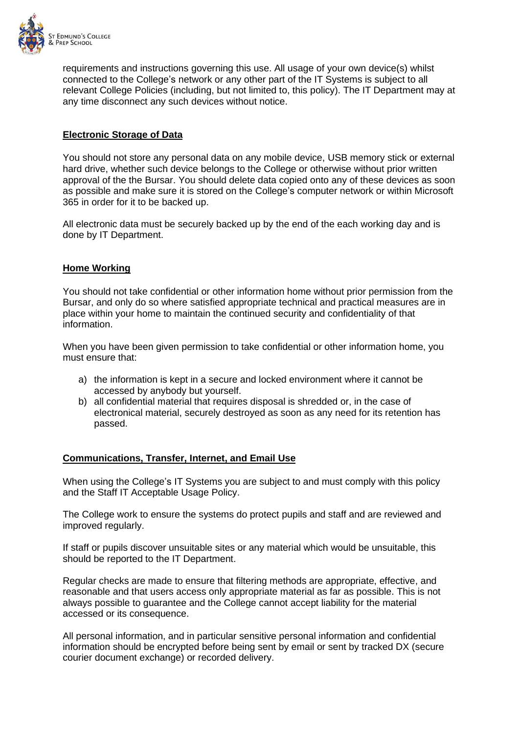requirements and instructions governing this use. All usage of your own device(s) whilst connected to the College's network or any other part of the IT Systems is subject to all relevant College Policies (including, but not limited to, this policy). The IT Department may at any time disconnect any such devices without notice.

## Electronic Storage of Data

You should not store any personal data on any mobile device, USB memory stick or external hard drive, whether such device belongs to the College or otherwise without prior written approval of the the Bursar. You should delete data copied onto any of these devices as soon as possible and make sure it is stored on the College's computer network or within Microsoft 365 in order for it to be backed up.

All electronic data must be securely backed up by the end of the each working day and is done by IT Department.

## Home Working

You should not take confidential or other information home without prior permission from the Bursar, and only do so where satisfied appropriate technical and practical measures are in place within your home to maintain the continued security and confidentiality of that information.

When you have been given permission to take confidential or other information home, you must ensure that:

a) the information is kept in a secure and locked environment where it cannot be accessed by anybody but yourself.
b) all confidential material that requires disposal is shredded or, in the case of electronical material, securely destroyed as soon as any need for its retention has passed.

## Communications, Transfer, Internet, and Email Use

When using the College's IT Systems you are subject to and must comply with this policy and the Staff IT Acceptable Usage Policy.

The College work to ensure the systems do protect pupils and staff and are reviewed and improved regularly.

If staff or pupils discover unsuitable sites or any material which would be unsuitable, this should be reported to the IT Department.

Regular checks are made to ensure that filtering methods are appropriate, effective, and reasonable and that users access only appropriate material as far as possible. This is not always possible to guarantee and the College cannot accept liability for the material accessed or its consequence.

All personal information, and in particular sensitive personal information and confidential information should be encrypted before being sent by email or sent by tracked DX (secure courier document exchange) or recorded delivery.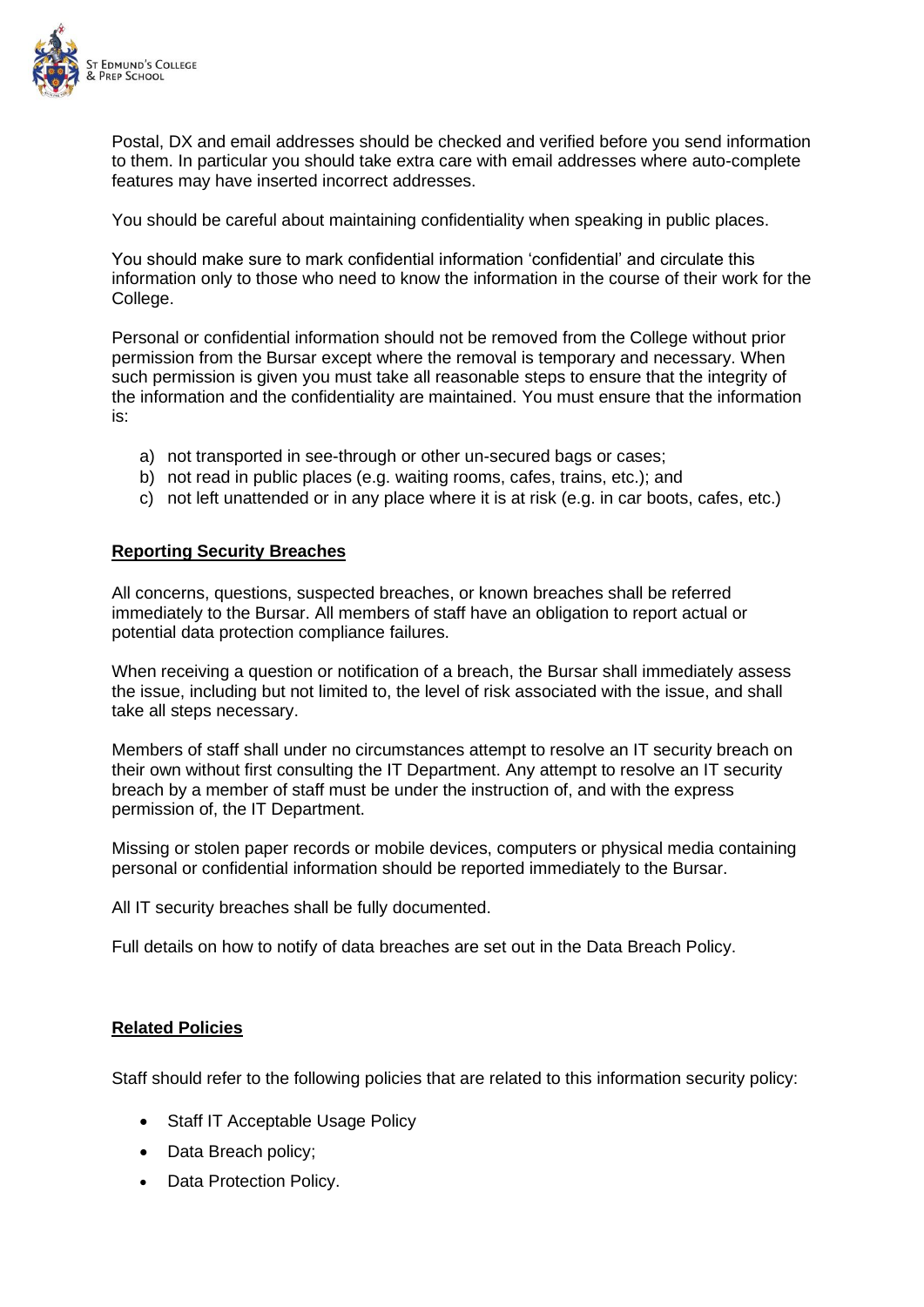Postal, DX and email addresses should be checked and verified before you send information to them. In particular you should take extra care with email addresses where auto-complete features may have inserted incorrect addresses.

You should be careful about maintaining confidentiality when speaking in public places.

You should make sure to mark confidential information 'confidential' and circulate this information only to those who need to know the information in the course of their work for the College.

Personal or confidential information should not be removed from the College without prior permission from the Bursar except where the removal is temporary and necessary. When such permission is given you must take all reasonable steps to ensure that the integrity of the information and the confidentiality are maintained. You must ensure that the information is:

a) not transported in see-through or other un-secured bags or cases;
b) not read in public places (e.g. waiting rooms, cafes, trains, etc.); and
c) not left unattended or in any place where it is at risk (e.g. in car boots, cafes, etc.)

## Reporting Security Breaches

All concerns, questions, suspected breaches, or known breaches shall be referred immediately to the Bursar. All members of staff have an obligation to report actual or potential data protection compliance failures.

When receiving a question or notification of a breach, the Bursar shall immediately assess the issue, including but not limited to, the level of risk associated with the issue, and shall take all steps necessary.

Members of staff shall under no circumstances attempt to resolve an IT security breach on their own without first consulting the IT Department. Any attempt to resolve an IT security breach by a member of staff must be under the instruction of, and with the express permission of, the IT Department.

Missing or stolen paper records or mobile devices, computers or physical media containing personal or confidential information should be reported immediately to the Bursar.

All IT security breaches shall be fully documented.

Full details on how to notify of data breaches are set out in the Data Breach Policy.

## Related Policies

Staff should refer to the following policies that are related to this information security policy:

- Staff IT Acceptable Usage Policy
- Data Breach policy;
- Data Protection Policy.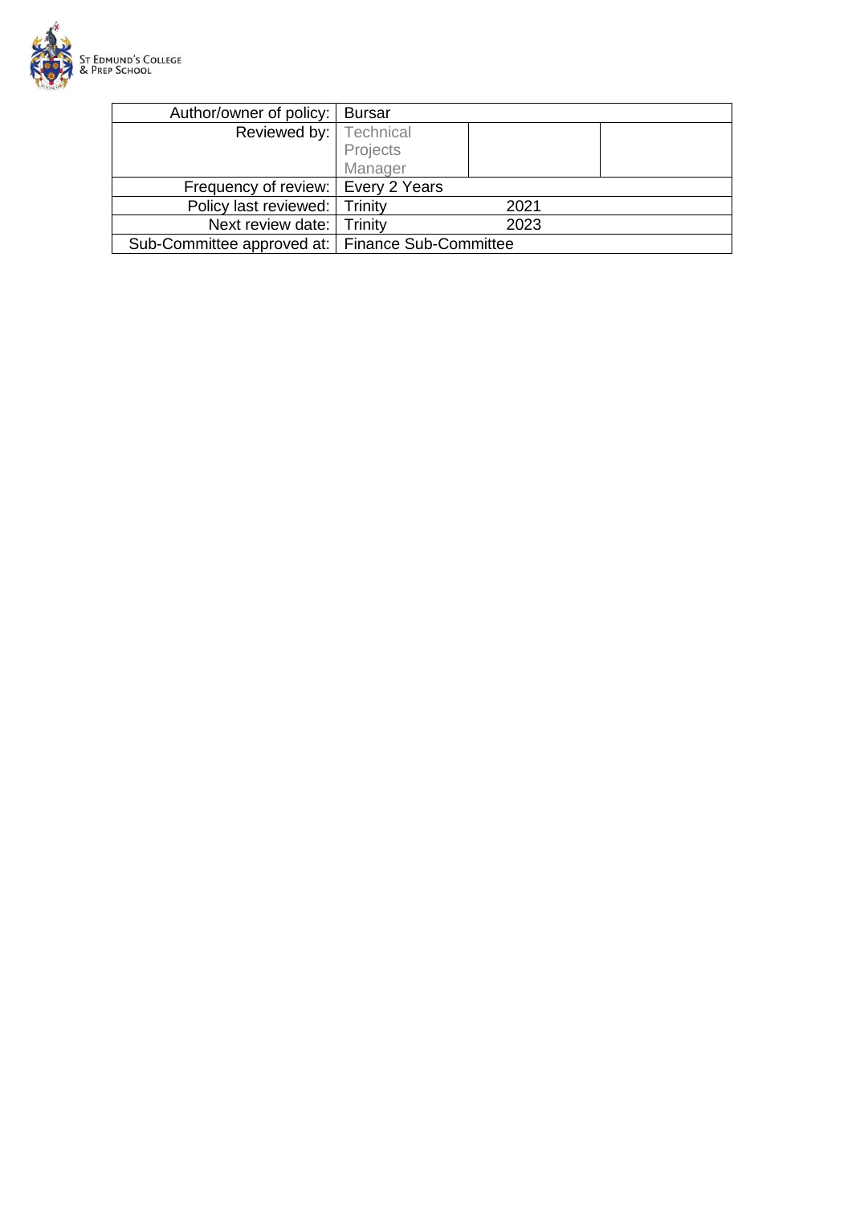| | | | |
|---|---|---|---|
| Author/owner of policy: | Bursar | | |
| Reviewed by: | Technical Projects Manager | | |
| Frequency of review: | Every 2 Years | | |
| Policy last reviewed: | Trinity | 2021 | |
| Next review date: | Trinity | 2023 | |
| Sub-Committee approved at: | Finance Sub-Committee | | |